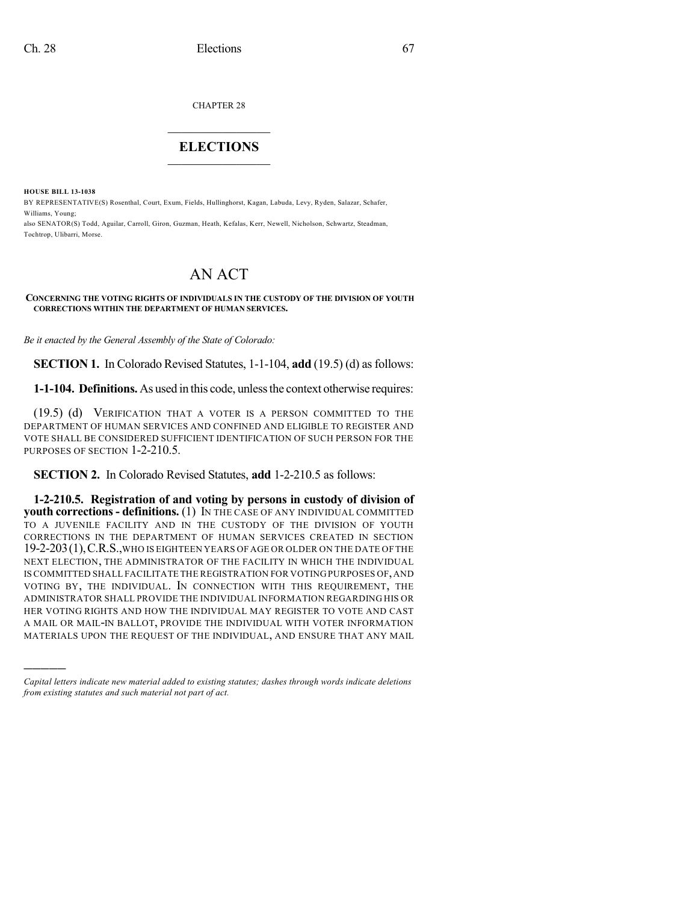CHAPTER 28

# ELECTIONS

**HOUSE BILL 13-1038**

BY REPRESENTATIVE(S) Rosenthal, Court, Exum, Fields, Hullinghorst, Kagan, Labuda, Levy, Ryden, Salazar, Schafer, Williams, Young;
also SENATOR(S) Todd, Aguilar, Carroll, Giron, Guzman, Heath, Kefalas, Kerr, Newell, Nicholson, Schwartz, Steadman, Tochtrop, Ulibarri, Morse.

# AN ACT

**CONCERNING THE VOTING RIGHTS OF INDIVIDUALS IN THE CUSTODY OF THE DIVISION OF YOUTH CORRECTIONS WITHIN THE DEPARTMENT OF HUMAN SERVICES.**

*Be it enacted by the General Assembly of the State of Colorado:*

**SECTION 1.** In Colorado Revised Statutes, 1-1-104, **add** (19.5) (d) as follows:

**1-1-104. Definitions.** As used in this code, unless the context otherwise requires:

(19.5) (d) VERIFICATION THAT A VOTER IS A PERSON COMMITTED TO THE DEPARTMENT OF HUMAN SERVICES AND CONFINED AND ELIGIBLE TO REGISTER AND VOTE SHALL BE CONSIDERED SUFFICIENT IDENTIFICATION OF SUCH PERSON FOR THE PURPOSES OF SECTION 1-2-210.5.

**SECTION 2.** In Colorado Revised Statutes, **add** 1-2-210.5 as follows:

**1-2-210.5. Registration of and voting by persons in custody of division of youth corrections - definitions.** (1) IN THE CASE OF ANY INDIVIDUAL COMMITTED TO A JUVENILE FACILITY AND IN THE CUSTODY OF THE DIVISION OF YOUTH CORRECTIONS IN THE DEPARTMENT OF HUMAN SERVICES CREATED IN SECTION 19-2-203 (1), C.R.S., WHO IS EIGHTEEN YEARS OF AGE OR OLDER ON THE DATE OF THE NEXT ELECTION, THE ADMINISTRATOR OF THE FACILITY IN WHICH THE INDIVIDUAL IS COMMITTED SHALL FACILITATE THE REGISTRATION FOR VOTING PURPOSES OF, AND VOTING BY, THE INDIVIDUAL. IN CONNECTION WITH THIS REQUIREMENT, THE ADMINISTRATOR SHALL PROVIDE THE INDIVIDUAL INFORMATION REGARDING HIS OR HER VOTING RIGHTS AND HOW THE INDIVIDUAL MAY REGISTER TO VOTE AND CAST A MAIL OR MAIL-IN BALLOT, PROVIDE THE INDIVIDUAL WITH VOTER INFORMATION MATERIALS UPON THE REQUEST OF THE INDIVIDUAL, AND ENSURE THAT ANY MAIL

---

*Capital letters indicate new material added to existing statutes; dashes through words indicate deletions from existing statutes and such material not part of act.*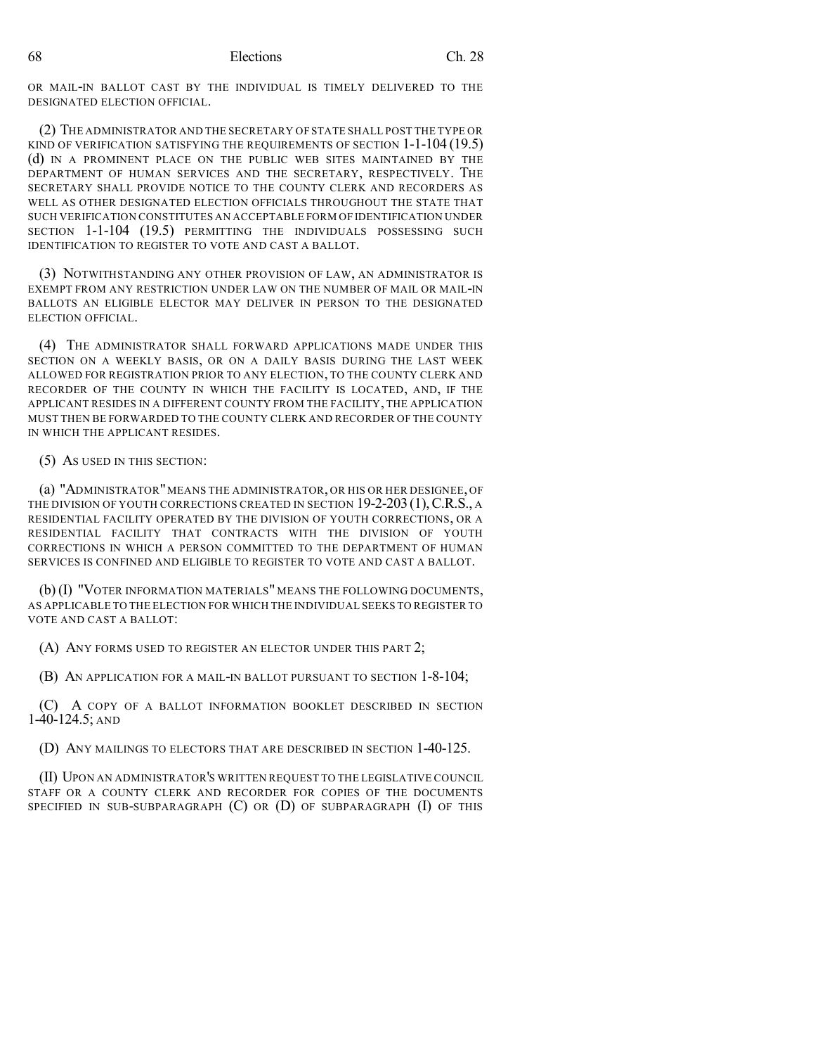OR MAIL-IN BALLOT CAST BY THE INDIVIDUAL IS TIMELY DELIVERED TO THE DESIGNATED ELECTION OFFICIAL.

(2) THE ADMINISTRATOR AND THE SECRETARY OF STATE SHALL POST THE TYPE OR KIND OF VERIFICATION SATISFYING THE REQUIREMENTS OF SECTION 1-1-104 (19.5) (d) IN A PROMINENT PLACE ON THE PUBLIC WEB SITES MAINTAINED BY THE DEPARTMENT OF HUMAN SERVICES AND THE SECRETARY, RESPECTIVELY. THE SECRETARY SHALL PROVIDE NOTICE TO THE COUNTY CLERK AND RECORDERS AS WELL AS OTHER DESIGNATED ELECTION OFFICIALS THROUGHOUT THE STATE THAT SUCH VERIFICATION CONSTITUTES AN ACCEPTABLE FORM OF IDENTIFICATION UNDER SECTION 1-1-104 (19.5) PERMITTING THE INDIVIDUALS POSSESSING SUCH IDENTIFICATION TO REGISTER TO VOTE AND CAST A BALLOT.

(3) NOTWITHSTANDING ANY OTHER PROVISION OF LAW, AN ADMINISTRATOR IS EXEMPT FROM ANY RESTRICTION UNDER LAW ON THE NUMBER OF MAIL OR MAIL-IN BALLOTS AN ELIGIBLE ELECTOR MAY DELIVER IN PERSON TO THE DESIGNATED ELECTION OFFICIAL.

(4) THE ADMINISTRATOR SHALL FORWARD APPLICATIONS MADE UNDER THIS SECTION ON A WEEKLY BASIS, OR ON A DAILY BASIS DURING THE LAST WEEK ALLOWED FOR REGISTRATION PRIOR TO ANY ELECTION, TO THE COUNTY CLERK AND RECORDER OF THE COUNTY IN WHICH THE FACILITY IS LOCATED, AND, IF THE APPLICANT RESIDES IN A DIFFERENT COUNTY FROM THE FACILITY, THE APPLICATION MUST THEN BE FORWARDED TO THE COUNTY CLERK AND RECORDER OF THE COUNTY IN WHICH THE APPLICANT RESIDES.

(5) AS USED IN THIS SECTION:

(a) "ADMINISTRATOR" MEANS THE ADMINISTRATOR, OR HIS OR HER DESIGNEE, OF THE DIVISION OF YOUTH CORRECTIONS CREATED IN SECTION 19-2-203 (1), C.R.S., A RESIDENTIAL FACILITY OPERATED BY THE DIVISION OF YOUTH CORRECTIONS, OR A RESIDENTIAL FACILITY THAT CONTRACTS WITH THE DIVISION OF YOUTH CORRECTIONS IN WHICH A PERSON COMMITTED TO THE DEPARTMENT OF HUMAN SERVICES IS CONFINED AND ELIGIBLE TO REGISTER TO VOTE AND CAST A BALLOT.

(b) (I) "VOTER INFORMATION MATERIALS" MEANS THE FOLLOWING DOCUMENTS, AS APPLICABLE TO THE ELECTION FOR WHICH THE INDIVIDUAL SEEKS TO REGISTER TO VOTE AND CAST A BALLOT:

(A) ANY FORMS USED TO REGISTER AN ELECTOR UNDER THIS PART 2;

(B) AN APPLICATION FOR A MAIL-IN BALLOT PURSUANT TO SECTION 1-8-104;

(C) A COPY OF A BALLOT INFORMATION BOOKLET DESCRIBED IN SECTION 1-40-124.5; AND

(D) ANY MAILINGS TO ELECTORS THAT ARE DESCRIBED IN SECTION 1-40-125.

(II) UPON AN ADMINISTRATOR'S WRITTEN REQUEST TO THE LEGISLATIVE COUNCIL STAFF OR A COUNTY CLERK AND RECORDER FOR COPIES OF THE DOCUMENTS SPECIFIED IN SUB-SUBPARAGRAPH (C) OR (D) OF SUBPARAGRAPH (I) OF THIS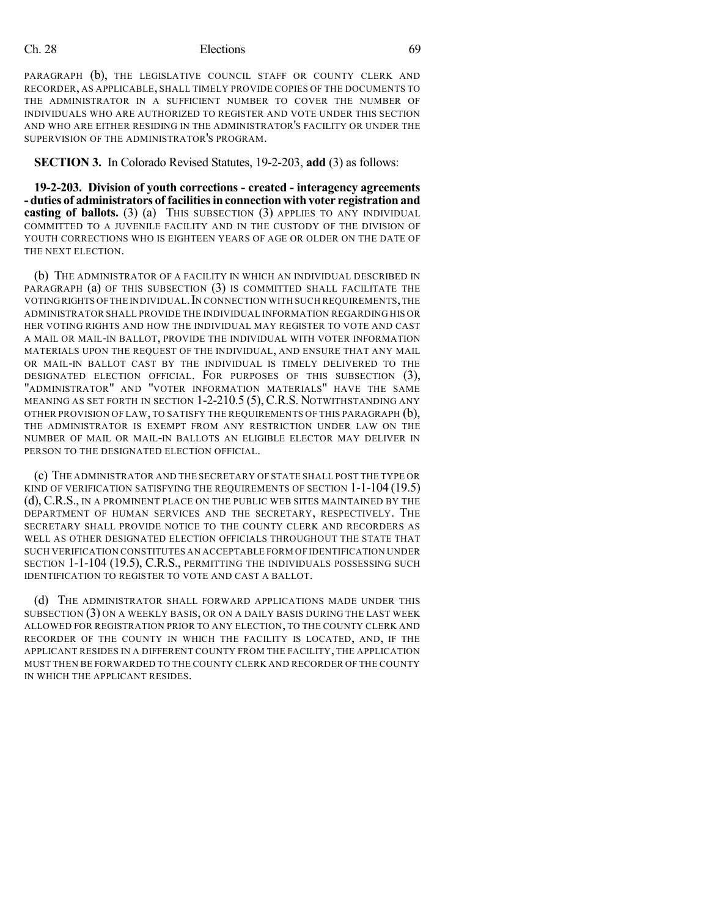PARAGRAPH (b), THE LEGISLATIVE COUNCIL STAFF OR COUNTY CLERK AND RECORDER, AS APPLICABLE, SHALL TIMELY PROVIDE COPIES OF THE DOCUMENTS TO THE ADMINISTRATOR IN A SUFFICIENT NUMBER TO COVER THE NUMBER OF INDIVIDUALS WHO ARE AUTHORIZED TO REGISTER AND VOTE UNDER THIS SECTION AND WHO ARE EITHER RESIDING IN THE ADMINISTRATOR'S FACILITY OR UNDER THE SUPERVISION OF THE ADMINISTRATOR'S PROGRAM.

**SECTION 3.** In Colorado Revised Statutes, 19-2-203, **add** (3) as follows:

**19-2-203. Division of youth corrections - created - interagency agreements - duties of administrators of facilities in connection with voter registration and casting of ballots.** (3) (a) THIS SUBSECTION (3) APPLIES TO ANY INDIVIDUAL COMMITTED TO A JUVENILE FACILITY AND IN THE CUSTODY OF THE DIVISION OF YOUTH CORRECTIONS WHO IS EIGHTEEN YEARS OF AGE OR OLDER ON THE DATE OF THE NEXT ELECTION.

(b) THE ADMINISTRATOR OF A FACILITY IN WHICH AN INDIVIDUAL DESCRIBED IN PARAGRAPH (a) OF THIS SUBSECTION (3) IS COMMITTED SHALL FACILITATE THE VOTING RIGHTS OF THE INDIVIDUAL. IN CONNECTION WITH SUCH REQUIREMENTS, THE ADMINISTRATOR SHALL PROVIDE THE INDIVIDUAL INFORMATION REGARDING HIS OR HER VOTING RIGHTS AND HOW THE INDIVIDUAL MAY REGISTER TO VOTE AND CAST A MAIL OR MAIL-IN BALLOT, PROVIDE THE INDIVIDUAL WITH VOTER INFORMATION MATERIALS UPON THE REQUEST OF THE INDIVIDUAL, AND ENSURE THAT ANY MAIL OR MAIL-IN BALLOT CAST BY THE INDIVIDUAL IS TIMELY DELIVERED TO THE DESIGNATED ELECTION OFFICIAL. FOR PURPOSES OF THIS SUBSECTION (3), "ADMINISTRATOR" AND "VOTER INFORMATION MATERIALS" HAVE THE SAME MEANING AS SET FORTH IN SECTION 1-2-210.5 (5), C.R.S. NOTWITHSTANDING ANY OTHER PROVISION OF LAW, TO SATISFY THE REQUIREMENTS OF THIS PARAGRAPH (b), THE ADMINISTRATOR IS EXEMPT FROM ANY RESTRICTION UNDER LAW ON THE NUMBER OF MAIL OR MAIL-IN BALLOTS AN ELIGIBLE ELECTOR MAY DELIVER IN PERSON TO THE DESIGNATED ELECTION OFFICIAL.

(c) THE ADMINISTRATOR AND THE SECRETARY OF STATE SHALL POST THE TYPE OR KIND OF VERIFICATION SATISFYING THE REQUIREMENTS OF SECTION 1-1-104 (19.5) (d), C.R.S., IN A PROMINENT PLACE ON THE PUBLIC WEB SITES MAINTAINED BY THE DEPARTMENT OF HUMAN SERVICES AND THE SECRETARY, RESPECTIVELY. THE SECRETARY SHALL PROVIDE NOTICE TO THE COUNTY CLERK AND RECORDERS AS WELL AS OTHER DESIGNATED ELECTION OFFICIALS THROUGHOUT THE STATE THAT SUCH VERIFICATION CONSTITUTES AN ACCEPTABLE FORM OF IDENTIFICATION UNDER SECTION 1-1-104 (19.5), C.R.S., PERMITTING THE INDIVIDUALS POSSESSING SUCH IDENTIFICATION TO REGISTER TO VOTE AND CAST A BALLOT.

(d) THE ADMINISTRATOR SHALL FORWARD APPLICATIONS MADE UNDER THIS SUBSECTION (3) ON A WEEKLY BASIS, OR ON A DAILY BASIS DURING THE LAST WEEK ALLOWED FOR REGISTRATION PRIOR TO ANY ELECTION, TO THE COUNTY CLERK AND RECORDER OF THE COUNTY IN WHICH THE FACILITY IS LOCATED, AND, IF THE APPLICANT RESIDES IN A DIFFERENT COUNTY FROM THE FACILITY, THE APPLICATION MUST THEN BE FORWARDED TO THE COUNTY CLERK AND RECORDER OF THE COUNTY IN WHICH THE APPLICANT RESIDES.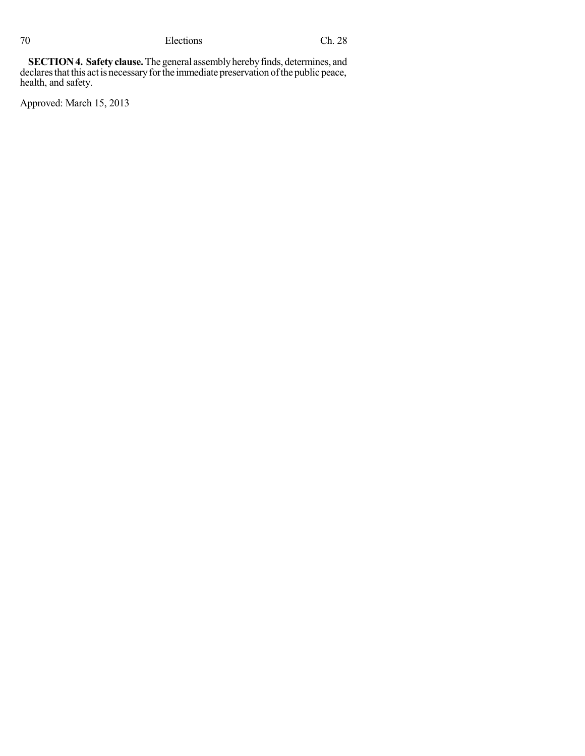**SECTION 4. Safety clause.** The general assembly hereby finds, determines, and declares that this act is necessary for the immediate preservation of the public peace, health, and safety.

Approved: March 15, 2013